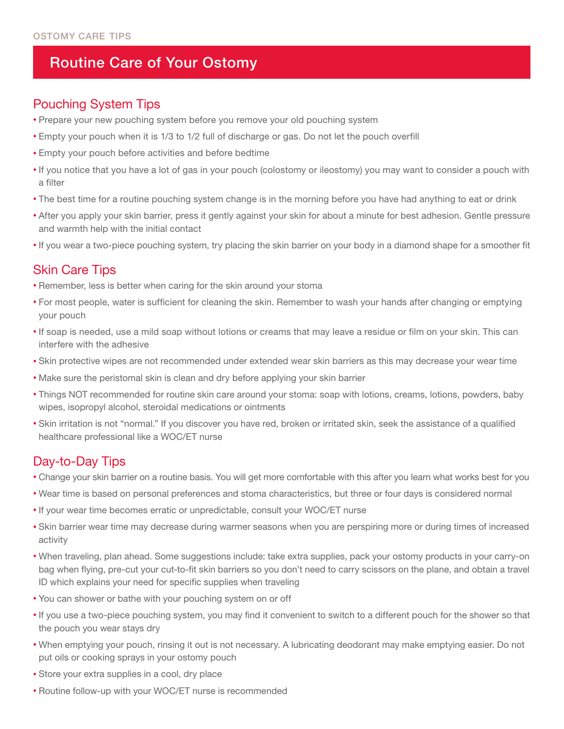OSTOMY CARE TIPS

# Routine Care of Your Ostomy

## Pouching System Tips

- Prepare your new pouching system before you remove your old pouching system
- Empty your pouch when it is 1/3 to 1/2 full of discharge or gas. Do not let the pouch overfill
- Empty your pouch before activities and before bedtime
- If you notice that you have a lot of gas in your pouch (colostomy or ileostomy) you may want to consider a pouch with a filter
- The best time for a routine pouching system change is in the morning before you have had anything to eat or drink
- After you apply your skin barrier, press it gently against your skin for about a minute for best adhesion. Gentle pressure and warmth help with the initial contact
- If you wear a two-piece pouching system, try placing the skin barrier on your body in a diamond shape for a smoother fit

## Skin Care Tips

- Remember, less is better when caring for the skin around your stoma
- For most people, water is sufficient for cleaning the skin. Remember to wash your hands after changing or emptying your pouch
- If soap is needed, use a mild soap without lotions or creams that may leave a residue or film on your skin. This can interfere with the adhesive
- Skin protective wipes are not recommended under extended wear skin barriers as this may decrease your wear time
- Make sure the peristomal skin is clean and dry before applying your skin barrier
- Things NOT recommended for routine skin care around your stoma: soap with lotions, creams, lotions, powders, baby wipes, isopropyl alcohol, steroidal medications or ointments
- Skin irritation is not "normal." If you discover you have red, broken or irritated skin, seek the assistance of a qualified healthcare professional like a WOC/ET nurse

## Day-to-Day Tips

- Change your skin barrier on a routine basis. You will get more comfortable with this after you learn what works best for you
- Wear time is based on personal preferences and stoma characteristics, but three or four days is considered normal
- If your wear time becomes erratic or unpredictable, consult your WOC/ET nurse
- Skin barrier wear time may decrease during warmer seasons when you are perspiring more or during times of increased activity
- When traveling, plan ahead. Some suggestions include: take extra supplies, pack your ostomy products in your carry-on bag when flying, pre-cut your cut-to-fit skin barriers so you don't need to carry scissors on the plane, and obtain a travel ID which explains your need for specific supplies when traveling
- You can shower or bathe with your pouching system on or off
- If you use a two-piece pouching system, you may find it convenient to switch to a different pouch for the shower so that the pouch you wear stays dry
- When emptying your pouch, rinsing it out is not necessary. A lubricating deodorant may make emptying easier. Do not put oils or cooking sprays in your ostomy pouch
- Store your extra supplies in a cool, dry place
- Routine follow-up with your WOC/ET nurse is recommended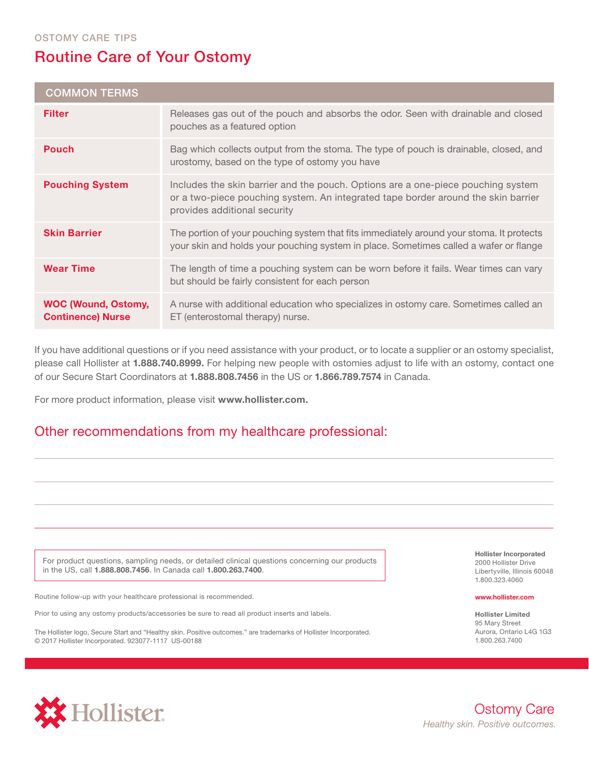OSTOMY CARE TIPS

# Routine Care of Your Ostomy

| COMMON TERMS | |
|---|---|
| **Filter** | Releases gas out of the pouch and absorbs the odor. Seen with drainable and closed pouches as a featured option |
| **Pouch** | Bag which collects output from the stoma. The type of pouch is drainable, closed, and urostomy, based on the type of ostomy you have |
| **Pouching System** | Includes the skin barrier and the pouch. Options are a one-piece pouching system or a two-piece pouching system. An integrated tape border around the skin barrier provides additional security |
| **Skin Barrier** | The portion of your pouching system that fits immediately around your stoma. It protects your skin and holds your pouching system in place. Sometimes called a wafer or flange |
| **Wear Time** | The length of time a pouching system can be worn before it fails. Wear times can vary but should be fairly consistent for each person |
| **WOC (Wound, Ostomy, Continence) Nurse** | A nurse with additional education who specializes in ostomy care. Sometimes called an ET (enterostomal therapy) nurse. |

If you have additional questions or if you need assistance with your product, or to locate a supplier or an ostomy specialist, please call Hollister at **1.888.740.8999.** For helping new people with ostomies adjust to life with an ostomy, contact one of our Secure Start Coordinators at **1.888.808.7456** in the US or **1.866.789.7574** in Canada.

For more product information, please visit **www.hollister.com.**

## Other recommendations from my healthcare professional:

For product questions, sampling needs, or detailed clinical questions concerning our products in the US, call **1.888.808.7456**. In Canada call **1.800.263.7400**.

Routine follow-up with your healthcare professional is recommended.

Prior to using any ostomy products/accessories be sure to read all product inserts and labels.

The Hollister logo, Secure Start and "Healthy skin. Positive outcomes." are trademarks of Hollister Incorporated.
© 2017 Hollister Incorporated. 923077-1117 US-00188

**Hollister Incorporated**
2000 Hollister Drive
Libertyville, Illinois 60048
1.800.323.4060

**www.hollister.com**

**Hollister Limited**
95 Mary Street
Aurora, Ontario L4G 1G3
1.800.263.7400

Hollister

Ostomy Care

*Healthy skin. Positive outcomes.*